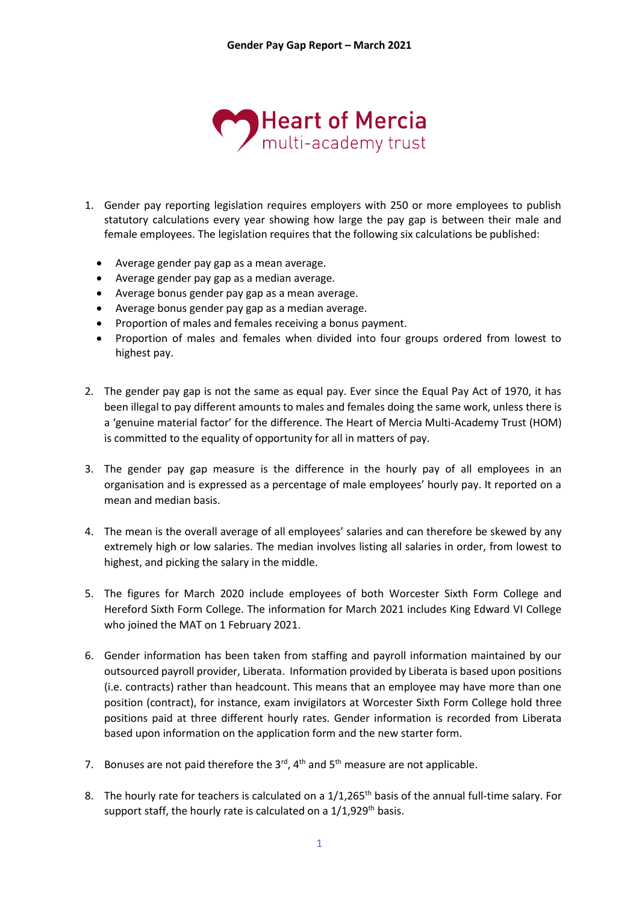# Gender Pay Gap Report – March 2021

Heart of Mercia multi-academy trust

1. Gender pay reporting legislation requires employers with 250 or more employees to publish statutory calculations every year showing how large the pay gap is between their male and female employees. The legislation requires that the following six calculations be published:

   - Average gender pay gap as a mean average.
   - Average gender pay gap as a median average.
   - Average bonus gender pay gap as a mean average.
   - Average bonus gender pay gap as a median average.
   - Proportion of males and females receiving a bonus payment.
   - Proportion of males and females when divided into four groups ordered from lowest to highest pay.

2. The gender pay gap is not the same as equal pay. Ever since the Equal Pay Act of 1970, it has been illegal to pay different amounts to males and females doing the same work, unless there is a 'genuine material factor' for the difference. The Heart of Mercia Multi-Academy Trust (HOM) is committed to the equality of opportunity for all in matters of pay.

3. The gender pay gap measure is the difference in the hourly pay of all employees in an organisation and is expressed as a percentage of male employees' hourly pay. It reported on a mean and median basis.

4. The mean is the overall average of all employees' salaries and can therefore be skewed by any extremely high or low salaries. The median involves listing all salaries in order, from lowest to highest, and picking the salary in the middle.

5. The figures for March 2020 include employees of both Worcester Sixth Form College and Hereford Sixth Form College. The information for March 2021 includes King Edward VI College who joined the MAT on 1 February 2021.

6. Gender information has been taken from staffing and payroll information maintained by our outsourced payroll provider, Liberata. Information provided by Liberata is based upon positions (i.e. contracts) rather than headcount. This means that an employee may have more than one position (contract), for instance, exam invigilators at Worcester Sixth Form College hold three positions paid at three different hourly rates. Gender information is recorded from Liberata based upon information on the application form and the new starter form.

7. Bonuses are not paid therefore the 3rd, 4th and 5th measure are not applicable.

8. The hourly rate for teachers is calculated on a 1/1,265th basis of the annual full-time salary. For support staff, the hourly rate is calculated on a 1/1,929th basis.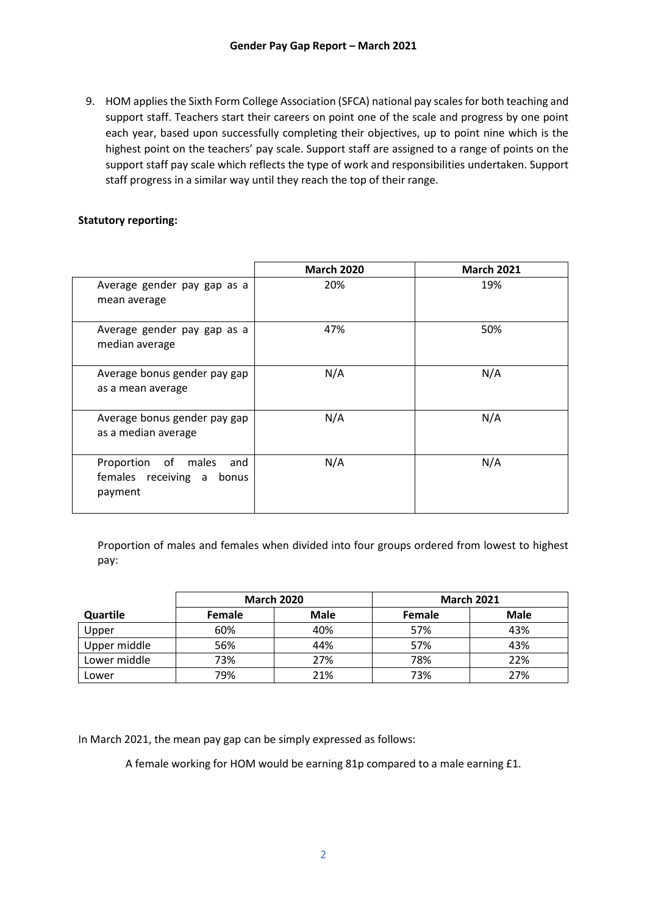## Gender Pay Gap Report – March 2021

9. HOM applies the Sixth Form College Association (SFCA) national pay scales for both teaching and support staff. Teachers start their careers on point one of the scale and progress by one point each year, based upon successfully completing their objectives, up to point nine which is the highest point on the teachers' pay scale. Support staff are assigned to a range of points on the support staff pay scale which reflects the type of work and responsibilities undertaken. Support staff progress in a similar way until they reach the top of their range.

**Statutory reporting:**

| | March 2020 | March 2021 |
|---|---|---|
| Average gender pay gap as a mean average | 20% | 19% |
| Average gender pay gap as a median average | 47% | 50% |
| Average bonus gender pay gap as a mean average | N/A | N/A |
| Average bonus gender pay gap as a median average | N/A | N/A |
| Proportion of males and females receiving a bonus payment | N/A | N/A |

Proportion of males and females when divided into four groups ordered from lowest to highest pay:

| | March 2020 | | March 2021 | |
|---|---|---|---|---|
| **Quartile** | **Female** | **Male** | **Female** | **Male** |
| Upper | 60% | 40% | 57% | 43% |
| Upper middle | 56% | 44% | 57% | 43% |
| Lower middle | 73% | 27% | 78% | 22% |
| Lower | 79% | 21% | 73% | 27% |

In March 2021, the mean pay gap can be simply expressed as follows:

A female working for HOM would be earning 81p compared to a male earning £1.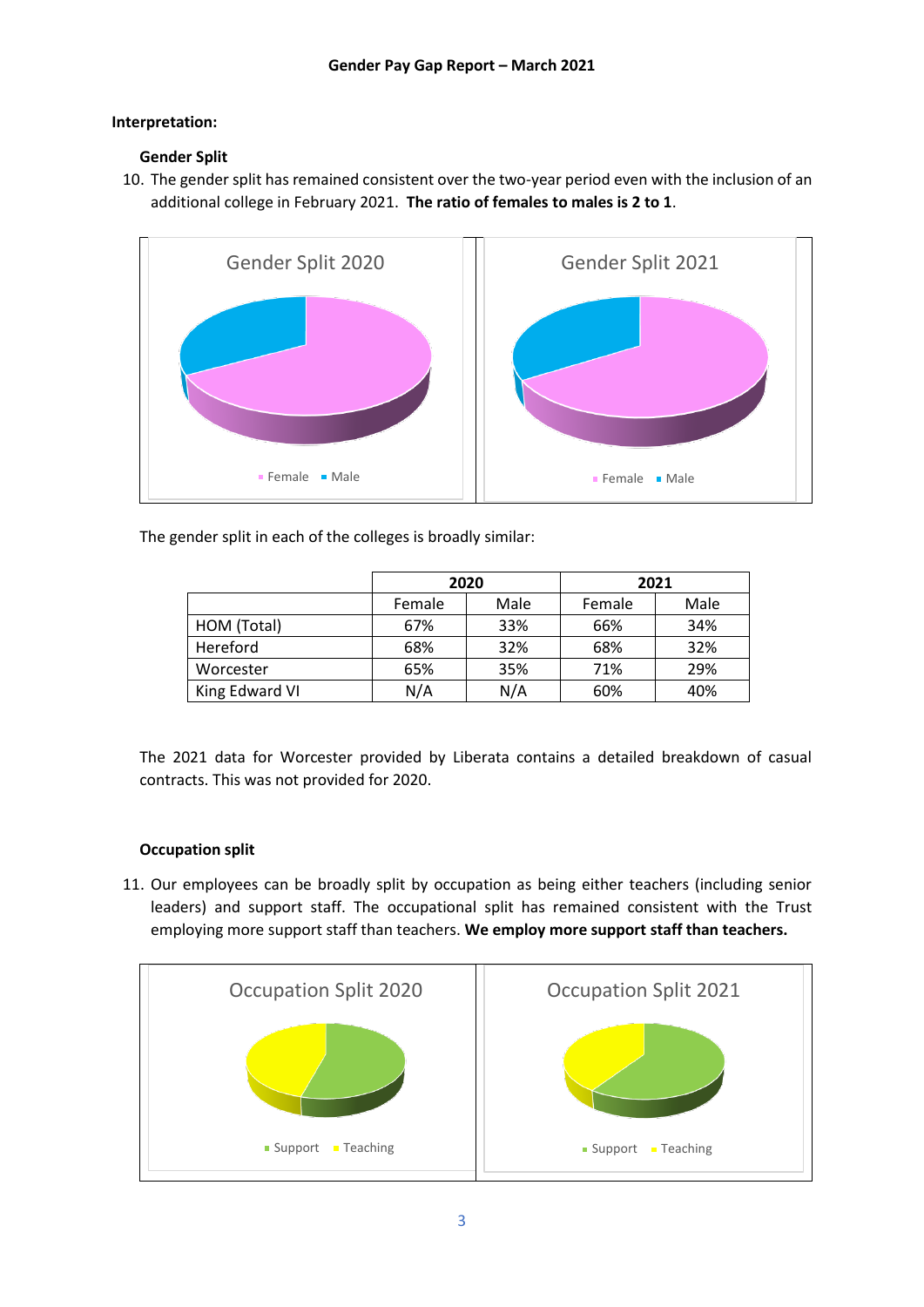**Gender Pay Gap Report – March 2021**

**Interpretation:**

**Gender Split**

10. The gender split has remained consistent over the two-year period even with the inclusion of an additional college in February 2021. **The ratio of females to males is 2 to 1**.

Gender Split 2020

Female   Male

Gender Split 2021

Female   Male

The gender split in each of the colleges is broadly similar:

| | 2020 | | 2021 | |
|---|---|---|---|---|
| | Female | Male | Female | Male |
| HOM (Total) | 67% | 33% | 66% | 34% |
| Hereford | 68% | 32% | 68% | 32% |
| Worcester | 65% | 35% | 71% | 29% |
| King Edward VI | N/A | N/A | 60% | 40% |

The 2021 data for Worcester provided by Liberata contains a detailed breakdown of casual contracts. This was not provided for 2020.

**Occupation split**

11. Our employees can be broadly split by occupation as being either teachers (including senior leaders) and support staff. The occupational split has remained consistent with the Trust employing more support staff than teachers. **We employ more support staff than teachers.**

Occupation Split 2020

Support   Teaching

Occupation Split 2021

Support   Teaching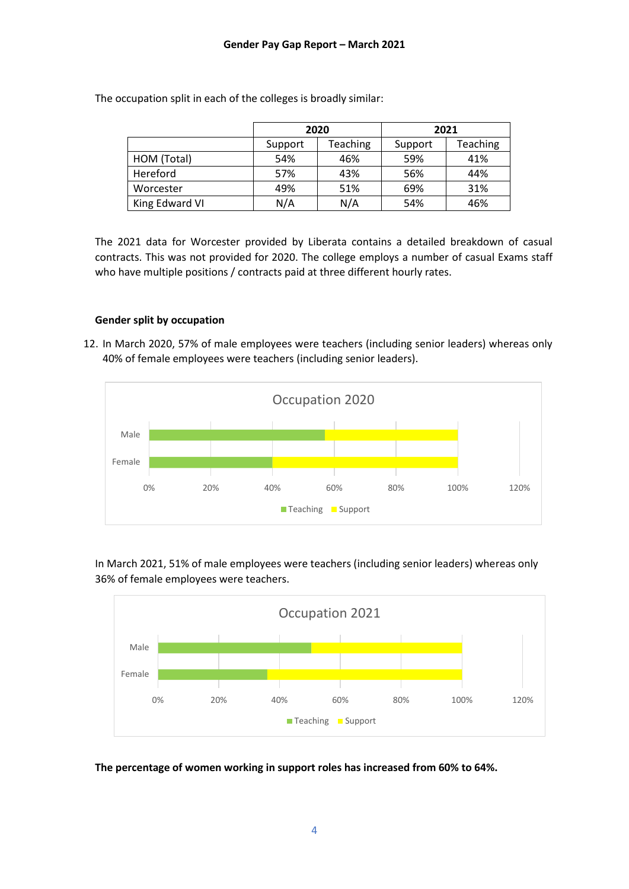The occupation split in each of the colleges is broadly similar:

| | 2020 | | 2021 | |
|---|---|---|---|---|
| | Support | Teaching | Support | Teaching |
| HOM (Total) | 54% | 46% | 59% | 41% |
| Hereford | 57% | 43% | 56% | 44% |
| Worcester | 49% | 51% | 69% | 31% |
| King Edward VI | N/A | N/A | 54% | 46% |

The 2021 data for Worcester provided by Liberata contains a detailed breakdown of casual contracts. This was not provided for 2020. The college employs a number of casual Exams staff who have multiple positions / contracts paid at three different hourly rates.

**Gender split by occupation**

12. In March 2020, 57% of male employees were teachers (including senior leaders) whereas only 40% of female employees were teachers (including senior leaders).

In March 2021, 51% of male employees were teachers (including senior leaders) whereas only 36% of female employees were teachers.

**The percentage of women working in support roles has increased from 60% to 64%.**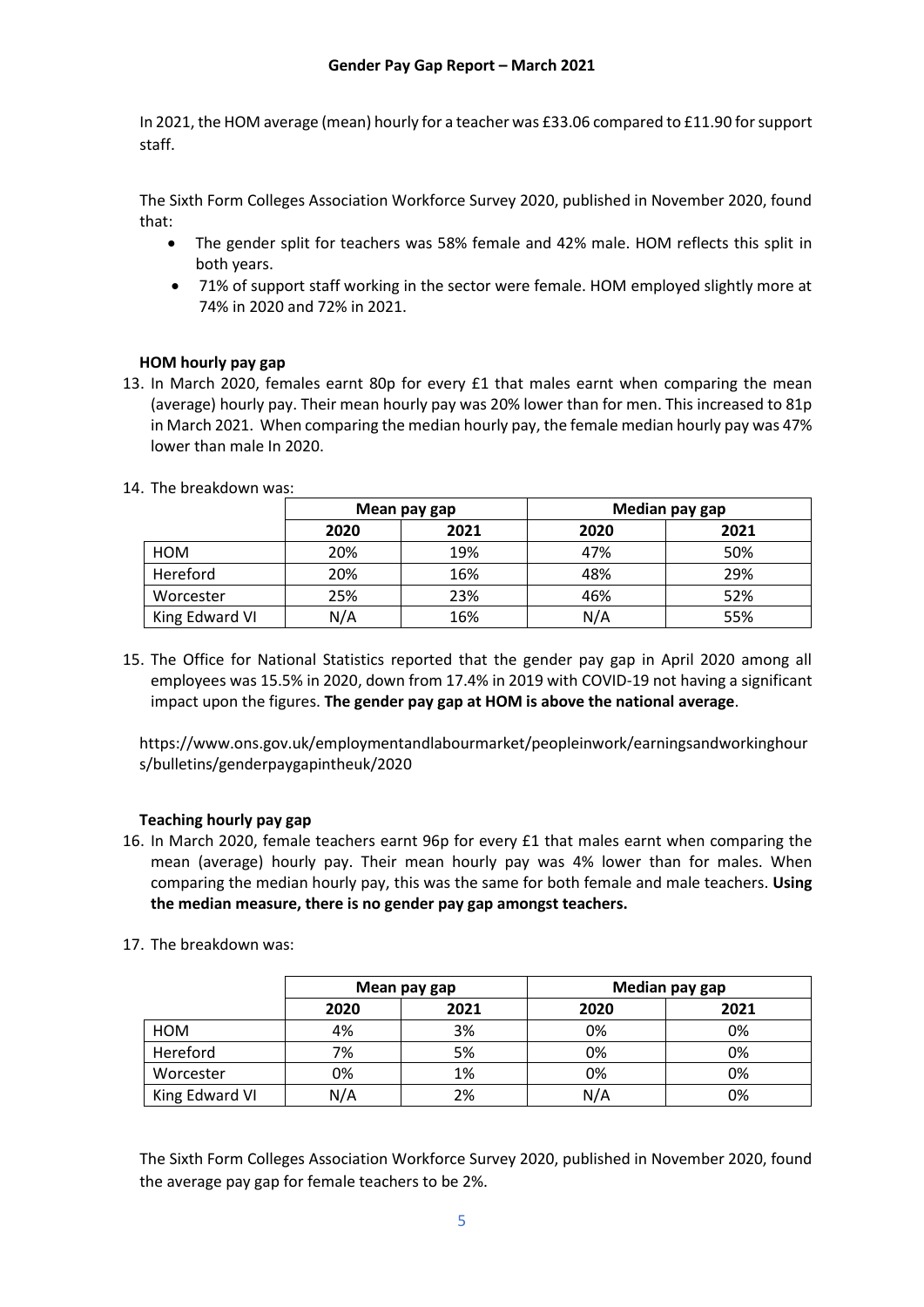In 2021, the HOM average (mean) hourly for a teacher was £33.06 compared to £11.90 for support staff.

The Sixth Form Colleges Association Workforce Survey 2020, published in November 2020, found that:

- The gender split for teachers was 58% female and 42% male. HOM reflects this split in both years.
- 71% of support staff working in the sector were female. HOM employed slightly more at 74% in 2020 and 72% in 2021.

**HOM hourly pay gap**

13. In March 2020, females earnt 80p for every £1 that males earnt when comparing the mean (average) hourly pay. Their mean hourly pay was 20% lower than for men. This increased to 81p in March 2021. When comparing the median hourly pay, the female median hourly pay was 47% lower than male In 2020.

14. The breakdown was:

| | Mean pay gap | | Median pay gap | |
|---|---|---|---|---|
| | 2020 | 2021 | 2020 | 2021 |
| HOM | 20% | 19% | 47% | 50% |
| Hereford | 20% | 16% | 48% | 29% |
| Worcester | 25% | 23% | 46% | 52% |
| King Edward VI | N/A | 16% | N/A | 55% |

15. The Office for National Statistics reported that the gender pay gap in April 2020 among all employees was 15.5% in 2020, down from 17.4% in 2019 with COVID-19 not having a significant impact upon the figures. **The gender pay gap at HOM is above the national average**.

https://www.ons.gov.uk/employmentandlabourmarket/peopleinwork/earningsandworkinghours/bulletins/genderpaygapintheuk/2020

**Teaching hourly pay gap**

16. In March 2020, female teachers earnt 96p for every £1 that males earnt when comparing the mean (average) hourly pay. Their mean hourly pay was 4% lower than for males. When comparing the median hourly pay, this was the same for both female and male teachers. **Using the median measure, there is no gender pay gap amongst teachers.**

17. The breakdown was:

| | Mean pay gap | | Median pay gap | |
|---|---|---|---|---|
| | 2020 | 2021 | 2020 | 2021 |
| HOM | 4% | 3% | 0% | 0% |
| Hereford | 7% | 5% | 0% | 0% |
| Worcester | 0% | 1% | 0% | 0% |
| King Edward VI | N/A | 2% | N/A | 0% |

The Sixth Form Colleges Association Workforce Survey 2020, published in November 2020, found the average pay gap for female teachers to be 2%.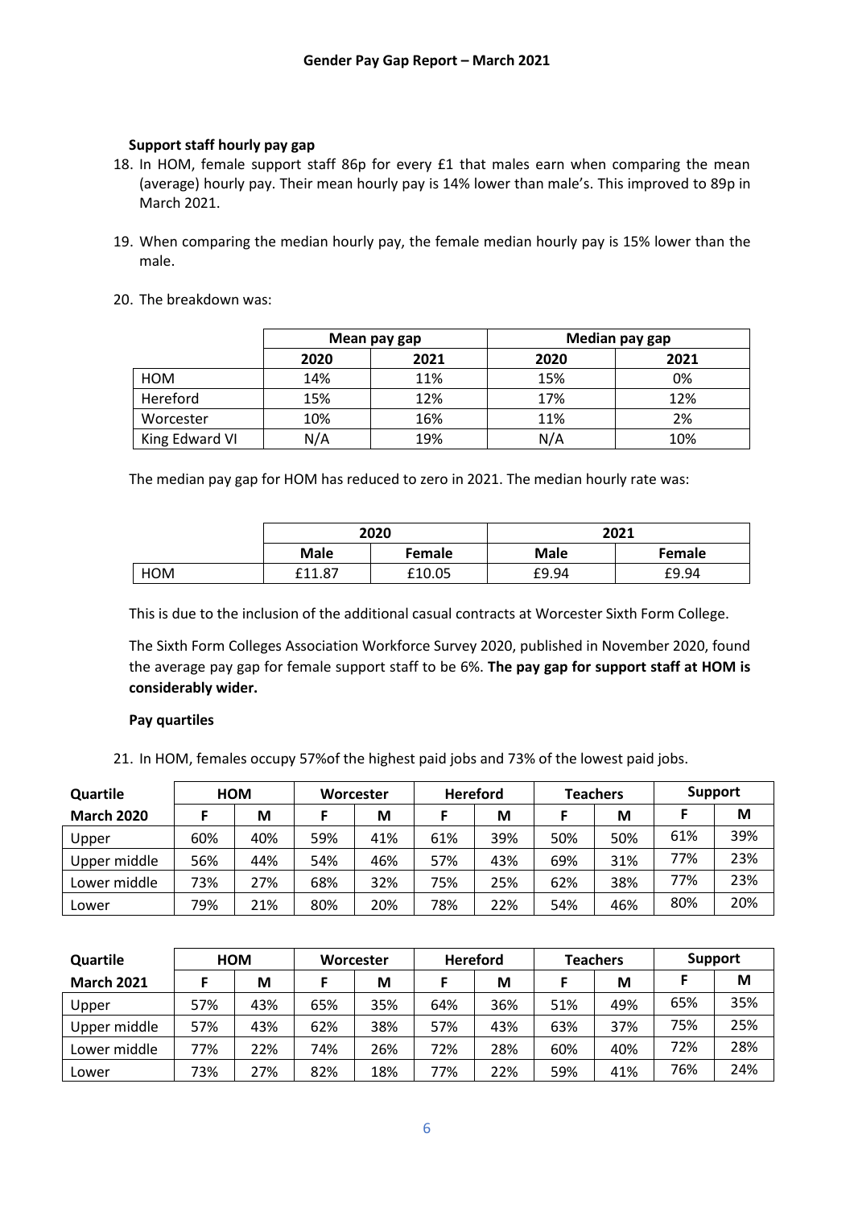**Support staff hourly pay gap**

18. In HOM, female support staff 86p for every £1 that males earn when comparing the mean (average) hourly pay. Their mean hourly pay is 14% lower than male's. This improved to 89p in March 2021.

19. When comparing the median hourly pay, the female median hourly pay is 15% lower than the male.

20. The breakdown was:

| | Mean pay gap | | Median pay gap | |
|---|---|---|---|---|
| | 2020 | 2021 | 2020 | 2021 |
| HOM | 14% | 11% | 15% | 0% |
| Hereford | 15% | 12% | 17% | 12% |
| Worcester | 10% | 16% | 11% | 2% |
| King Edward VI | N/A | 19% | N/A | 10% |

The median pay gap for HOM has reduced to zero in 2021. The median hourly rate was:

| | 2020 | | 2021 | |
|---|---|---|---|---|
| | Male | Female | Male | Female |
| HOM | £11.87 | £10.05 | £9.94 | £9.94 |

This is due to the inclusion of the additional casual contracts at Worcester Sixth Form College.

The Sixth Form Colleges Association Workforce Survey 2020, published in November 2020, found the average pay gap for female support staff to be 6%. **The pay gap for support staff at HOM is considerably wider.**

**Pay quartiles**

21. In HOM, females occupy 57%of the highest paid jobs and 73% of the lowest paid jobs.

| Quartile | HOM | | Worcester | | Hereford | | Teachers | | Support | |
|---|---|---|---|---|---|---|---|---|---|---|
| March 2020 | F | M | F | M | F | M | F | M | F | M |
| Upper | 60% | 40% | 59% | 41% | 61% | 39% | 50% | 50% | 61% | 39% |
| Upper middle | 56% | 44% | 54% | 46% | 57% | 43% | 69% | 31% | 77% | 23% |
| Lower middle | 73% | 27% | 68% | 32% | 75% | 25% | 62% | 38% | 77% | 23% |
| Lower | 79% | 21% | 80% | 20% | 78% | 22% | 54% | 46% | 80% | 20% |

| Quartile | HOM | | Worcester | | Hereford | | Teachers | | Support | |
|---|---|---|---|---|---|---|---|---|---|---|
| March 2021 | F | M | F | M | F | M | F | M | F | M |
| Upper | 57% | 43% | 65% | 35% | 64% | 36% | 51% | 49% | 65% | 35% |
| Upper middle | 57% | 43% | 62% | 38% | 57% | 43% | 63% | 37% | 75% | 25% |
| Lower middle | 77% | 22% | 74% | 26% | 72% | 28% | 60% | 40% | 72% | 28% |
| Lower | 73% | 27% | 82% | 18% | 77% | 22% | 59% | 41% | 76% | 24% |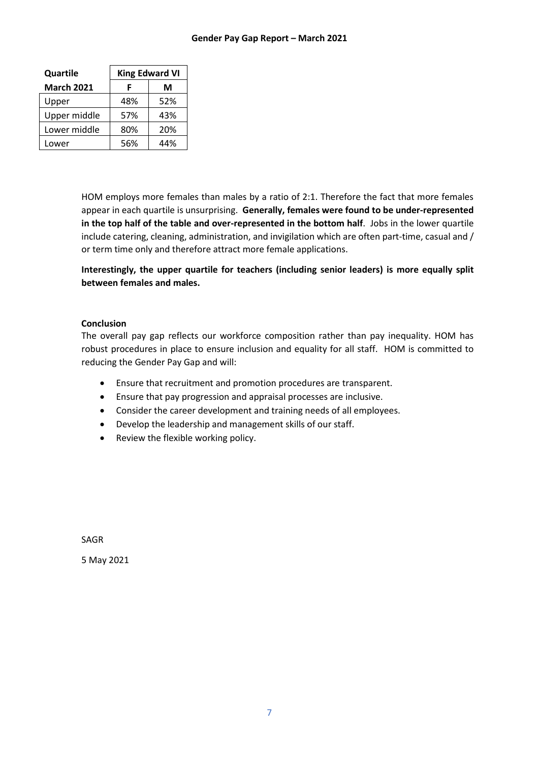**Gender Pay Gap Report – March 2021**

| Quartile | King Edward VI | |
|---|---|---|
| March 2021 | F | M |
| Upper | 48% | 52% |
| Upper middle | 57% | 43% |
| Lower middle | 80% | 20% |
| Lower | 56% | 44% |

HOM employs more females than males by a ratio of 2:1. Therefore the fact that more females appear in each quartile is unsurprising. **Generally, females were found to be under-represented in the top half of the table and over-represented in the bottom half**. Jobs in the lower quartile include catering, cleaning, administration, and invigilation which are often part-time, casual and / or term time only and therefore attract more female applications.

**Interestingly, the upper quartile for teachers (including senior leaders) is more equally split between females and males.**

**Conclusion**

The overall pay gap reflects our workforce composition rather than pay inequality. HOM has robust procedures in place to ensure inclusion and equality for all staff. HOM is committed to reducing the Gender Pay Gap and will:

- Ensure that recruitment and promotion procedures are transparent.
- Ensure that pay progression and appraisal processes are inclusive.
- Consider the career development and training needs of all employees.
- Develop the leadership and management skills of our staff.
- Review the flexible working policy.

SAGR

5 May 2021